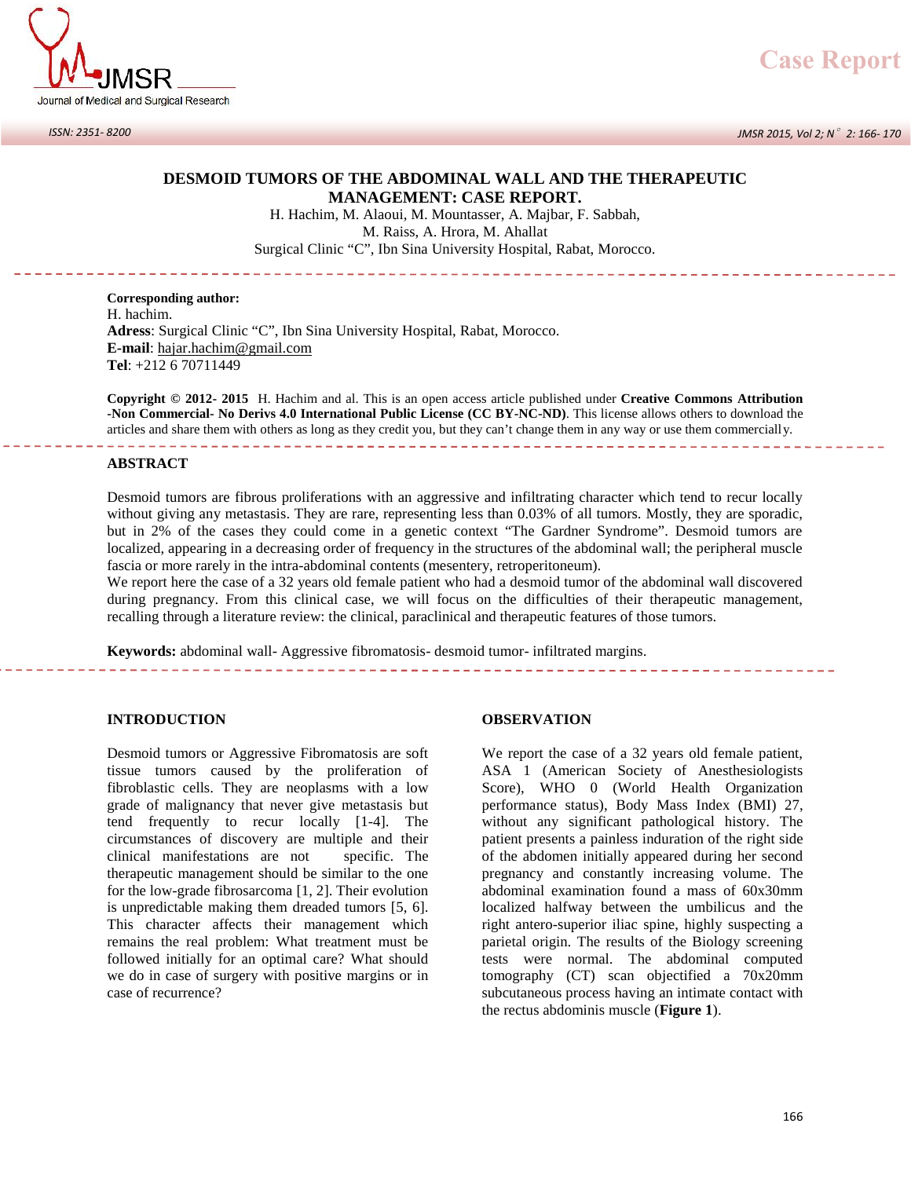Case Report

# DESMOID TUMORS OF THE ABDOMINAL WALL AND THE THERAPEUTIC MANAGEMENT: CASE REPORT.

H. Hachim, M. Alaoui, M. Mountasser, A. Majbar, F. Sabbah, M. Raiss, A. Hrora, M. Ahallat

Surgical Clinic "C", Ibn Sina University Hospital, Rabat, Morocco.

**Corresponding author:**
H. hachim.
**Adress**: Surgical Clinic "C", Ibn Sina University Hospital, Rabat, Morocco.
**E-mail**: hajar.hachim@gmail.com
**Tel**: +212 6 70711449

**Copyright © 2012- 2015** H. Hachim and al. This is an open access article published under **Creative Commons Attribution -Non Commercial- No Derivs 4.0 International Public License (CC BY-NC-ND)**. This license allows others to download the articles and share them with others as long as they credit you, but they can't change them in any way or use them commercially.

## ABSTRACT

Desmoid tumors are fibrous proliferations with an aggressive and infiltrating character which tend to recur locally without giving any metastasis. They are rare, representing less than 0.03% of all tumors. Mostly, they are sporadic, but in 2% of the cases they could come in a genetic context "The Gardner Syndrome". Desmoid tumors are localized, appearing in a decreasing order of frequency in the structures of the abdominal wall; the peripheral muscle fascia or more rarely in the intra-abdominal contents (mesentery, retroperitoneum).

We report here the case of a 32 years old female patient who had a desmoid tumor of the abdominal wall discovered during pregnancy. From this clinical case, we will focus on the difficulties of their therapeutic management, recalling through a literature review: the clinical, paraclinical and therapeutic features of those tumors.

**Keywords:** abdominal wall- Aggressive fibromatosis- desmoid tumor- infiltrated margins.

## INTRODUCTION

Desmoid tumors or Aggressive Fibromatosis are soft tissue tumors caused by the proliferation of fibroblastic cells. They are neoplasms with a low grade of malignancy that never give metastasis but tend frequently to recur locally [1-4]. The circumstances of discovery are multiple and their clinical manifestations are not specific. The therapeutic management should be similar to the one for the low-grade fibrosarcoma [1, 2]. Their evolution is unpredictable making them dreaded tumors [5, 6]. This character affects their management which remains the real problem: What treatment must be followed initially for an optimal care? What should we do in case of surgery with positive margins or in case of recurrence?

## OBSERVATION

We report the case of a 32 years old female patient, ASA 1 (American Society of Anesthesiologists Score), WHO 0 (World Health Organization performance status), Body Mass Index (BMI) 27, without any significant pathological history. The patient presents a painless induration of the right side of the abdomen initially appeared during her second pregnancy and constantly increasing volume. The abdominal examination found a mass of 60x30mm localized halfway between the umbilicus and the right antero-superior iliac spine, highly suspecting a parietal origin. The results of the Biology screening tests were normal. The abdominal computed tomography (CT) scan objectified a 70x20mm subcutaneous process having an intimate contact with the rectus abdominis muscle (**Figure 1**).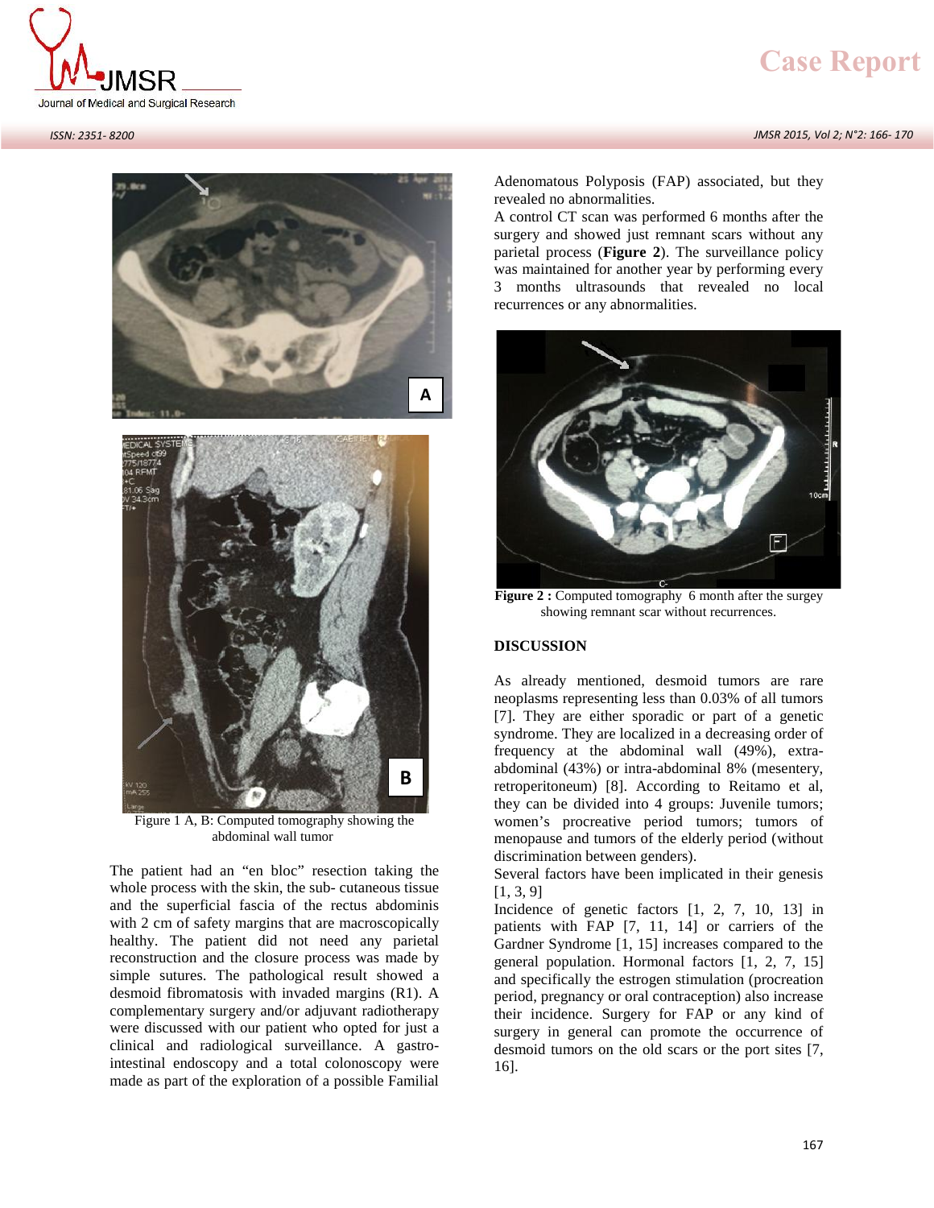Figure 1 A, B: Computed tomography showing the abdominal wall tumor

The patient had an “en bloc” resection taking the whole process with the skin, the sub- cutaneous tissue and the superficial fascia of the rectus abdominis with 2 cm of safety margins that are macroscopically healthy. The patient did not need any parietal reconstruction and the closure process was made by simple sutures. The pathological result showed a desmoid fibromatosis with invaded margins (R1). A complementary surgery and/or adjuvant radiotherapy were discussed with our patient who opted for just a clinical and radiological surveillance. A gastro-intestinal endoscopy and a total colonoscopy were made as part of the exploration of a possible Familial Adenomatous Polyposis (FAP) associated, but they revealed no abnormalities.

A control CT scan was performed 6 months after the surgery and showed just remnant scars without any parietal process (**Figure 2**). The surveillance policy was maintained for another year by performing every 3 months ultrasounds that revealed no local recurrences or any abnormalities.

**Figure 2 :** Computed tomography 6 month after the surgey showing remnant scar without recurrences.

**DISCUSSION**

As already mentioned, desmoid tumors are rare neoplasms representing less than 0.03% of all tumors [7]. They are either sporadic or part of a genetic syndrome. They are localized in a decreasing order of frequency at the abdominal wall (49%), extra-abdominal (43%) or intra-abdominal 8% (mesentery, retroperitoneum) [8]. According to Reitamo et al, they can be divided into 4 groups: Juvenile tumors; women’s procreative period tumors; tumors of menopause and tumors of the elderly period (without discrimination between genders).

Several factors have been implicated in their genesis [1, 3, 9]

Incidence of genetic factors [1, 2, 7, 10, 13] in patients with FAP [7, 11, 14] or carriers of the Gardner Syndrome [1, 15] increases compared to the general population. Hormonal factors [1, 2, 7, 15] and specifically the estrogen stimulation (procreation period, pregnancy or oral contraception) also increase their incidence. Surgery for FAP or any kind of surgery in general can promote the occurrence of desmoid tumors on the old scars or the port sites [7, 16].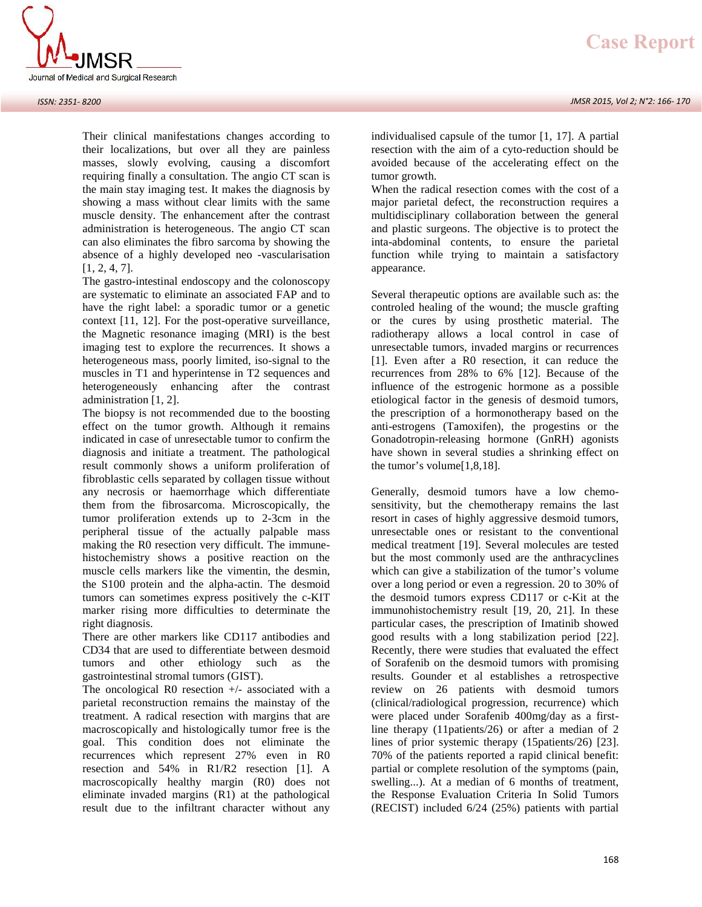Their clinical manifestations changes according to their localizations, but over all they are painless masses, slowly evolving, causing a discomfort requiring finally a consultation. The angio CT scan is the main stay imaging test. It makes the diagnosis by showing a mass without clear limits with the same muscle density. The enhancement after the contrast administration is heterogeneous. The angio CT scan can also eliminates the fibro sarcoma by showing the absence of a highly developed neo -vascularisation [1, 2, 4, 7].

The gastro-intestinal endoscopy and the colonoscopy are systematic to eliminate an associated FAP and to have the right label: a sporadic tumor or a genetic context [11, 12]. For the post-operative surveillance, the Magnetic resonance imaging (MRI) is the best imaging test to explore the recurrences. It shows a heterogeneous mass, poorly limited, iso-signal to the muscles in T1 and hyperintense in T2 sequences and heterogeneously enhancing after the contrast administration [1, 2].

The biopsy is not recommended due to the boosting effect on the tumor growth. Although it remains indicated in case of unresectable tumor to confirm the diagnosis and initiate a treatment. The pathological result commonly shows a uniform proliferation of fibroblastic cells separated by collagen tissue without any necrosis or haemorrhage which differentiate them from the fibrosarcoma. Microscopically, the tumor proliferation extends up to 2-3cm in the peripheral tissue of the actually palpable mass making the R0 resection very difficult. The immune-histochemistry shows a positive reaction on the muscle cells markers like the vimentin, the desmin, the S100 protein and the alpha-actin. The desmoid tumors can sometimes express positively the c-KIT marker rising more difficulties to determinate the right diagnosis.

There are other markers like CD117 antibodies and CD34 that are used to differentiate between desmoid tumors and other ethiology such as the gastrointestinal stromal tumors (GIST).

The oncological R0 resection +/- associated with a parietal reconstruction remains the mainstay of the treatment. A radical resection with margins that are macroscopically and histologically tumor free is the goal. This condition does not eliminate the recurrences which represent 27% even in R0 resection and 54% in R1/R2 resection [1]. A macroscopically healthy margin (R0) does not eliminate invaded margins (R1) at the pathological result due to the infiltrant character without any individualised capsule of the tumor [1, 17]. A partial resection with the aim of a cyto-reduction should be avoided because of the accelerating effect on the tumor growth.

When the radical resection comes with the cost of a major parietal defect, the reconstruction requires a multidisciplinary collaboration between the general and plastic surgeons. The objective is to protect the inta-abdominal contents, to ensure the parietal function while trying to maintain a satisfactory appearance.

Several therapeutic options are available such as: the controled healing of the wound; the muscle grafting or the cures by using prosthetic material. The radiotherapy allows a local control in case of unresectable tumors, invaded margins or recurrences [1]. Even after a R0 resection, it can reduce the recurrences from 28% to 6% [12]. Because of the influence of the estrogenic hormone as a possible etiological factor in the genesis of desmoid tumors, the prescription of a hormonotherapy based on the anti-estrogens (Tamoxifen), the progestins or the Gonadotropin-releasing hormone (GnRH) agonists have shown in several studies a shrinking effect on the tumor's volume[1,8,18].

Generally, desmoid tumors have a low chemo-sensitivity, but the chemotherapy remains the last resort in cases of highly aggressive desmoid tumors, unresectable ones or resistant to the conventional medical treatment [19]. Several molecules are tested but the most commonly used are the anthracyclines which can give a stabilization of the tumor's volume over a long period or even a regression. 20 to 30% of the desmoid tumors express CD117 or c-Kit at the immunohistochemistry result [19, 20, 21]. In these particular cases, the prescription of Imatinib showed good results with a long stabilization period [22]. Recently, there were studies that evaluated the effect of Sorafenib on the desmoid tumors with promising results. Gounder et al establishes a retrospective review on 26 patients with desmoid tumors (clinical/radiological progression, recurrence) which were placed under Sorafenib 400mg/day as a first-line therapy (11patients/26) or after a median of 2 lines of prior systemic therapy (15patients/26) [23]. 70% of the patients reported a rapid clinical benefit: partial or complete resolution of the symptoms (pain, swelling...). At a median of 6 months of treatment, the Response Evaluation Criteria In Solid Tumors (RECIST) included 6/24 (25%) patients with partial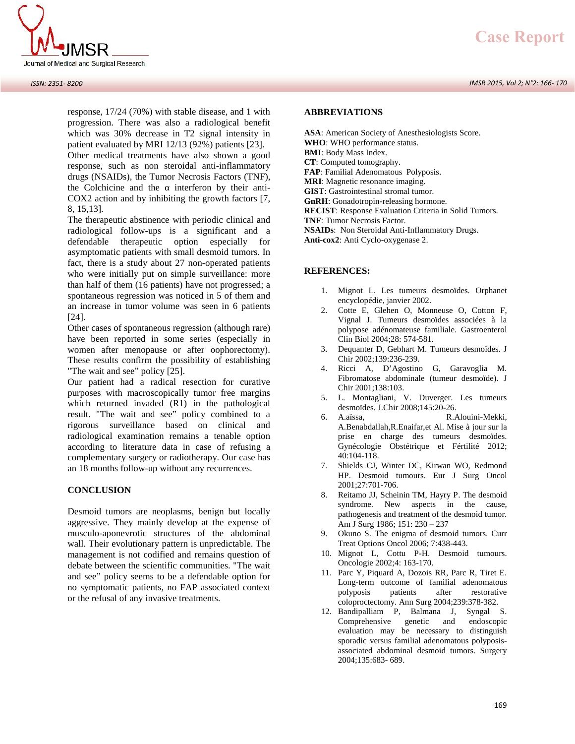response, 17/24 (70%) with stable disease, and 1 with progression. There was also a radiological benefit which was 30% decrease in T2 signal intensity in patient evaluated by MRI 12/13 (92%) patients [23].

Other medical treatments have also shown a good response, such as non steroidal anti-inflammatory drugs (NSAIDs), the Tumor Necrosis Factors (TNF), the Colchicine and the α interferon by their anti-COX2 action and by inhibiting the growth factors [7, 8, 15,13].

The therapeutic abstinence with periodic clinical and radiological follow-ups is a significant and a defendable therapeutic option especially for asymptomatic patients with small desmoid tumors. In fact, there is a study about 27 non-operated patients who were initially put on simple surveillance: more than half of them (16 patients) have not progressed; a spontaneous regression was noticed in 5 of them and an increase in tumor volume was seen in 6 patients [24].

Other cases of spontaneous regression (although rare) have been reported in some series (especially in women after menopause or after oophorectomy). These results confirm the possibility of establishing "The wait and see" policy [25].

Our patient had a radical resection for curative purposes with macroscopically tumor free margins which returned invaded (R1) in the pathological result. "The wait and see" policy combined to a rigorous surveillance based on clinical and radiological examination remains a tenable option according to literature data in case of refusing a complementary surgery or radiotherapy. Our case has an 18 months follow-up without any recurrences.

## CONCLUSION

Desmoid tumors are neoplasms, benign but locally aggressive. They mainly develop at the expense of musculo-aponevrotic structures of the abdominal wall. Their evolutionary pattern is unpredictable. The management is not codified and remains question of debate between the scientific communities. "The wait and see" policy seems to be a defendable option for no symptomatic patients, no FAP associated context or the refusal of any invasive treatments.

## ABBREVIATIONS

**ASA**: American Society of Anesthesiologists Score.
**WHO**: WHO performance status.
**BMI**: Body Mass Index.
**CT**: Computed tomography.
**FAP**: Familial Adenomatous Polyposis.
**MRI**: Magnetic resonance imaging.
**GIST**: Gastrointestinal stromal tumor.
**GnRH**: Gonadotropin-releasing hormone.
**RECIST**: Response Evaluation Criteria in Solid Tumors.
**TNF**: Tumor Necrosis Factor.
**NSAIDs**: Non Steroidal Anti-Inflammatory Drugs.
**Anti-cox2**: Anti Cyclo-oxygenase 2.

## REFERENCES:

1. Mignot L. Les tumeurs desmoïdes. Orphanet encyclopédie, janvier 2002.
2. Cotte E, Glehen O, Monneuse O, Cotton F, Vignal J. Tumeurs desmoïdes associées à la polypose adénomateuse familiale. Gastroenterol Clin Biol 2004;28: 574-581.
3. Dequanter D, Gebhart M. Tumeurs desmoïdes. J Chir 2002;139:236-239.
4. Ricci A, D'Agostino G, Garavoglia M. Fibromatose abdominale (tumeur desmoïde). J Chir 2001;138:103.
5. L. Montagliani, V. Duverger. Les tumeurs desmoïdes. J.Chir 2008;145:20-26.
6. A.aïssa, R.Alouini-Mekki, A.Benabdallah,R.Enaifar,et Al. Mise à jour sur la prise en charge des tumeurs desmoïdes. Gynécologie Obstétrique et Fértilité 2012; 40:104-118.
7. Shields CJ, Winter DC, Kirwan WO, Redmond HP. Desmoid tumours. Eur J Surg Oncol 2001;27:701-706.
8. Reitamo JJ, Scheinin TM, Hayry P. The desmoid syndrome. New aspects in the cause, pathogenesis and treatment of the desmoid tumor. Am J Surg 1986; 151: 230 – 237
9. Okuno S. The enigma of desmoid tumors. Curr Treat Options Oncol 2006; 7:438-443.
10. Mignot L, Cottu P-H. Desmoid tumours. Oncologie 2002;4: 163-170.
11. Parc Y, Piquard A, Dozois RR, Parc R, Tiret E. Long-term outcome of familial adenomatous polyposis patients after restorative coloproctectomy. Ann Surg 2004;239:378-382.
12. Bandipalliam P, Balmana J, Syngal S. Comprehensive genetic and endoscopic evaluation may be necessary to distinguish sporadic versus familial adenomatous polyposis-associated abdominal desmoid tumors. Surgery 2004;135:683- 689.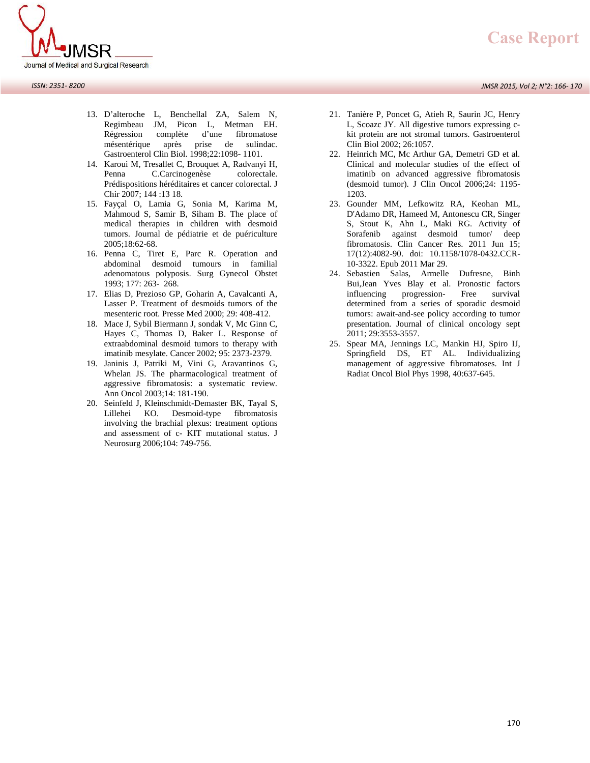13. D'alteroche L, Benchellal ZA, Salem N, Regimbeau JM, Picon L, Metman EH. Régression complète d'une fibromatose mésentérique après prise de sulindac. Gastroenterol Clin Biol. 1998;22:1098- 1101.
14. Karoui M, Tresallet C, Brouquet A, Radvanyi H, Penna C.Carcinogenèse colorectale. Prédispositions héréditaires et cancer colorectal. J Chir 2007; 144 :13 18.
15. Fayçal O, Lamia G, Sonia M, Karima M, Mahmoud S, Samir B, Siham B. The place of medical therapies in children with desmoid tumors. Journal de pédiatrie et de puériculture 2005;18:62-68.
16. Penna C, Tiret E, Parc R. Operation and abdominal desmoid tumours in familial adenomatous polyposis. Surg Gynecol Obstet 1993; 177: 263- 268.
17. Elias D, Prezioso GP, Goharin A, Cavalcanti A, Lasser P. Treatment of desmoids tumors of the mesenteric root. Presse Med 2000; 29: 408-412.
18. Mace J, Sybil Biermann J, sondak V, Mc Ginn C, Hayes C, Thomas D, Baker L. Response of extraabdominal desmoid tumors to therapy with imatinib mesylate. Cancer 2002; 95: 2373-2379.
19. Janinis J, Patriki M, Vini G, Aravantinos G, Whelan JS. The pharmacological treatment of aggressive fibromatosis: a systematic review. Ann Oncol 2003;14: 181-190.
20. Seinfeld J, Kleinschmidt-Demaster BK, Tayal S, Lillehei KO. Desmoid-type fibromatosis involving the brachial plexus: treatment options and assessment of c- KIT mutational status. J Neurosurg 2006;104: 749-756.
21. Tanière P, Poncet G, Atieh R, Saurin JC, Henry L, Scoazc JY. All digestive tumors expressing c-kit protein are not stromal tumors. Gastroenterol Clin Biol 2002; 26:1057.
22. Heinrich MC, Mc Arthur GA, Demetri GD et al. Clinical and molecular studies of the effect of imatinib on advanced aggressive fibromatosis (desmoid tumor). J Clin Oncol 2006;24: 1195-1203.
23. Gounder MM, Lefkowitz RA, Keohan ML, D'Adamo DR, Hameed M, Antonescu CR, Singer S, Stout K, Ahn L, Maki RG. Activity of Sorafenib against desmoid tumor/ deep fibromatosis. Clin Cancer Res. 2011 Jun 15; 17(12):4082-90. doi: 10.1158/1078-0432.CCR-10-3322. Epub 2011 Mar 29.
24. Sebastien Salas, Armelle Dufresne, Binh Bui,Jean Yves Blay et al. Pronostic factors influencing progression- Free survival determined from a series of sporadic desmoid tumors: await-and-see policy according to tumor presentation. Journal of clinical oncology sept 2011; 29:3553-3557.
25. Spear MA, Jennings LC, Mankin HJ, Spiro IJ, Springfield DS, ET AL. Individualizing management of aggressive fibromatoses. Int J Radiat Oncol Biol Phys 1998, 40:637-645.